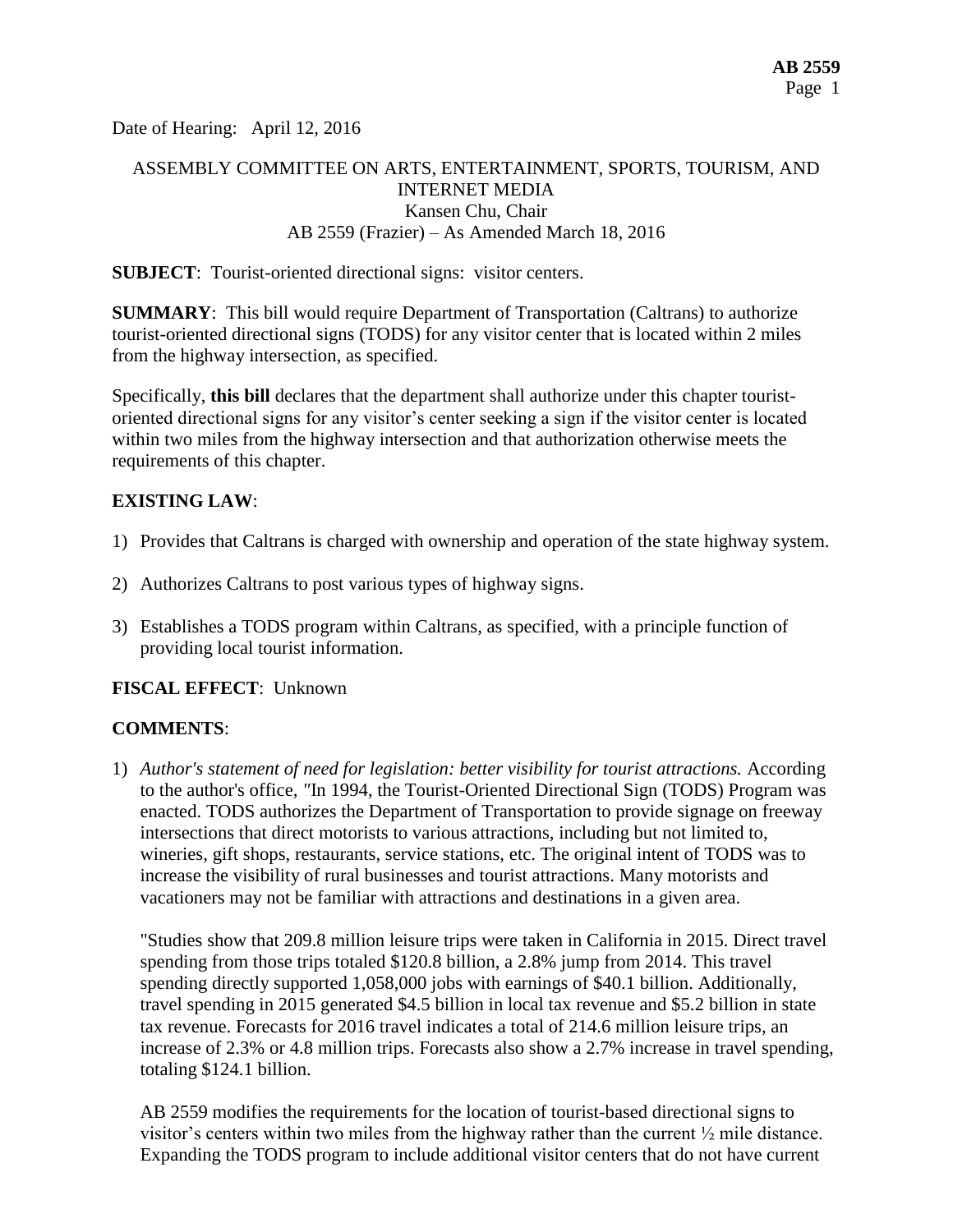Date of Hearing: April 12, 2016

ASSEMBLY COMMITTEE ON ARTS, ENTERTAINMENT, SPORTS, TOURISM, AND INTERNET MEDIA
Kansen Chu, Chair
AB 2559 (Frazier) – As Amended March 18, 2016

**SUBJECT**: Tourist-oriented directional signs: visitor centers.

**SUMMARY**: This bill would require Department of Transportation (Caltrans) to authorize tourist-oriented directional signs (TODS) for any visitor center that is located within 2 miles from the highway intersection, as specified.

Specifically, **this bill** declares that the department shall authorize under this chapter tourist-oriented directional signs for any visitor's center seeking a sign if the visitor center is located within two miles from the highway intersection and that authorization otherwise meets the requirements of this chapter.

**EXISTING LAW**:

1) Provides that Caltrans is charged with ownership and operation of the state highway system.

2) Authorizes Caltrans to post various types of highway signs.

3) Establishes a TODS program within Caltrans, as specified, with a principle function of providing local tourist information.

**FISCAL EFFECT**: Unknown

**COMMENTS**:

1) *Author's statement of need for legislation: better visibility for tourist attractions.* According to the author's office, "In 1994, the Tourist-Oriented Directional Sign (TODS) Program was enacted. TODS authorizes the Department of Transportation to provide signage on freeway intersections that direct motorists to various attractions, including but not limited to, wineries, gift shops, restaurants, service stations, etc. The original intent of TODS was to increase the visibility of rural businesses and tourist attractions. Many motorists and vacationers may not be familiar with attractions and destinations in a given area.

   "Studies show that 209.8 million leisure trips were taken in California in 2015. Direct travel spending from those trips totaled $120.8 billion, a 2.8% jump from 2014. This travel spending directly supported 1,058,000 jobs with earnings of $40.1 billion. Additionally, travel spending in 2015 generated $4.5 billion in local tax revenue and $5.2 billion in state tax revenue. Forecasts for 2016 travel indicates a total of 214.6 million leisure trips, an increase of 2.3% or 4.8 million trips. Forecasts also show a 2.7% increase in travel spending, totaling $124.1 billion.

   AB 2559 modifies the requirements for the location of tourist-based directional signs to visitor's centers within two miles from the highway rather than the current ½ mile distance. Expanding the TODS program to include additional visitor centers that do not have current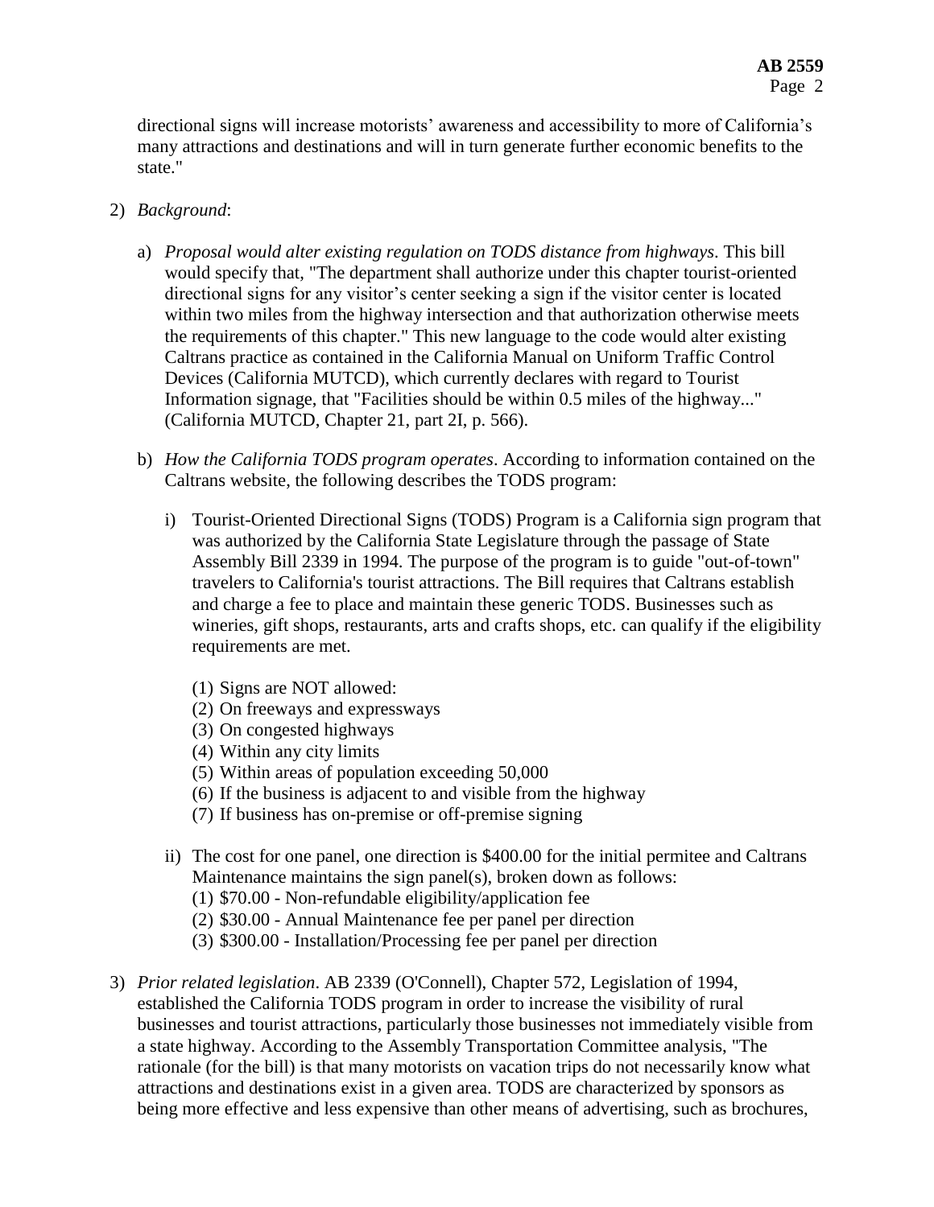directional signs will increase motorists' awareness and accessibility to more of California's many attractions and destinations and will in turn generate further economic benefits to the state."

2) *Background*:

   a) *Proposal would alter existing regulation on TODS distance from highways*. This bill would specify that, "The department shall authorize under this chapter tourist-oriented directional signs for any visitor's center seeking a sign if the visitor center is located within two miles from the highway intersection and that authorization otherwise meets the requirements of this chapter." This new language to the code would alter existing Caltrans practice as contained in the California Manual on Uniform Traffic Control Devices (California MUTCD), which currently declares with regard to Tourist Information signage, that "Facilities should be within 0.5 miles of the highway..." (California MUTCD, Chapter 21, part 2I, p. 566).

   b) *How the California TODS program operates*. According to information contained on the Caltrans website, the following describes the TODS program:

      i) Tourist-Oriented Directional Signs (TODS) Program is a California sign program that was authorized by the California State Legislature through the passage of State Assembly Bill 2339 in 1994. The purpose of the program is to guide "out-of-town" travelers to California's tourist attractions. The Bill requires that Caltrans establish and charge a fee to place and maintain these generic TODS. Businesses such as wineries, gift shops, restaurants, arts and crafts shops, etc. can qualify if the eligibility requirements are met.

         (1) Signs are NOT allowed:
         (2) On freeways and expressways
         (3) On congested highways
         (4) Within any city limits
         (5) Within areas of population exceeding 50,000
         (6) If the business is adjacent to and visible from the highway
         (7) If business has on-premise or off-premise signing

      ii) The cost for one panel, one direction is $400.00 for the initial permitee and Caltrans Maintenance maintains the sign panel(s), broken down as follows:
         (1) $70.00 - Non-refundable eligibility/application fee
         (2) $30.00 - Annual Maintenance fee per panel per direction
         (3) $300.00 - Installation/Processing fee per panel per direction

3) *Prior related legislation*. AB 2339 (O'Connell), Chapter 572, Legislation of 1994, established the California TODS program in order to increase the visibility of rural businesses and tourist attractions, particularly those businesses not immediately visible from a state highway. According to the Assembly Transportation Committee analysis, "The rationale (for the bill) is that many motorists on vacation trips do not necessarily know what attractions and destinations exist in a given area. TODS are characterized by sponsors as being more effective and less expensive than other means of advertising, such as brochures,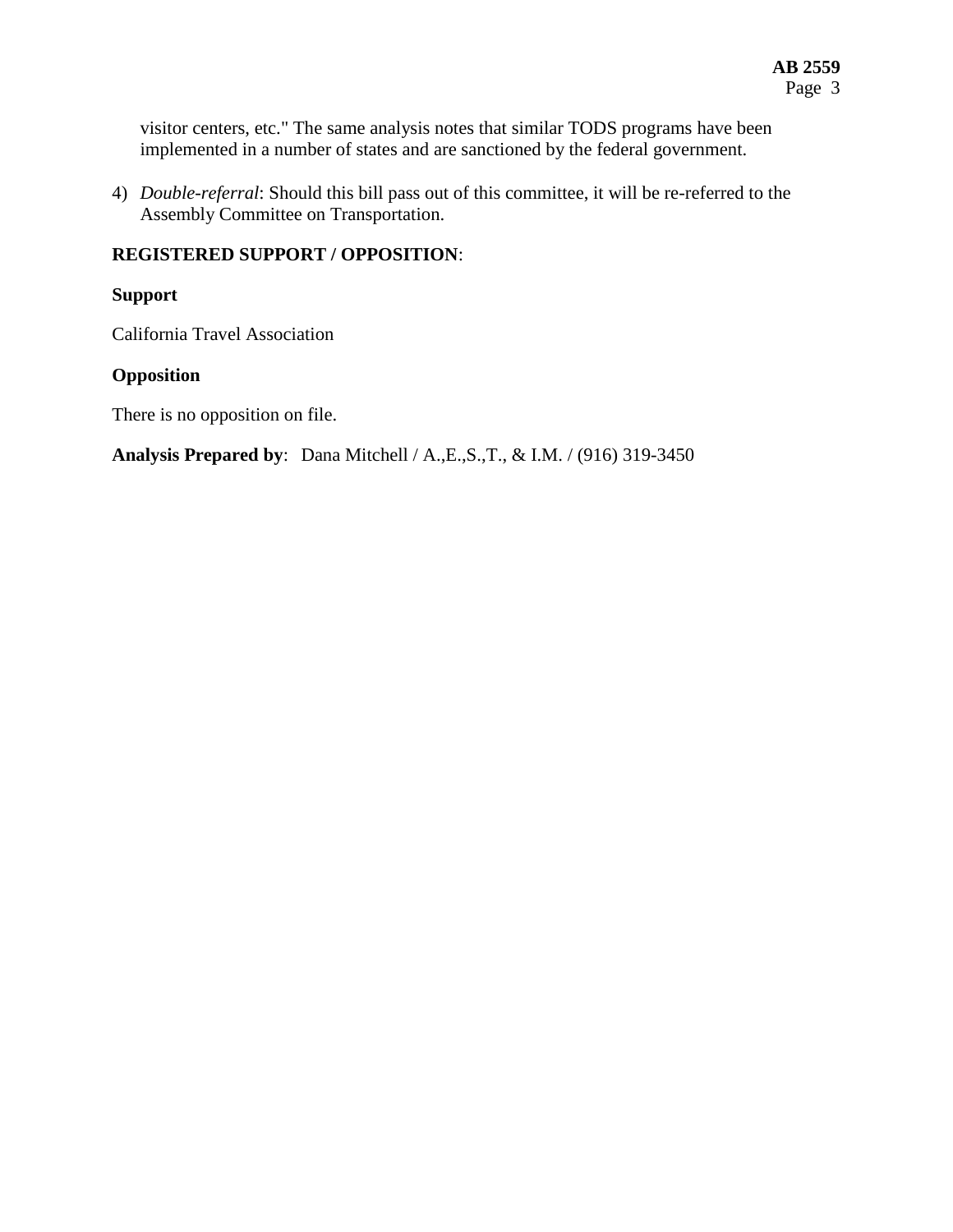visitor centers, etc." The same analysis notes that similar TODS programs have been implemented in a number of states and are sanctioned by the federal government.

4) *Double-referral*: Should this bill pass out of this committee, it will be re-referred to the Assembly Committee on Transportation.

**REGISTERED SUPPORT / OPPOSITION**:

**Support**

California Travel Association

**Opposition**

There is no opposition on file.

**Analysis Prepared by**: Dana Mitchell / A.,E.,S.,T., & I.M. / (916) 319-3450